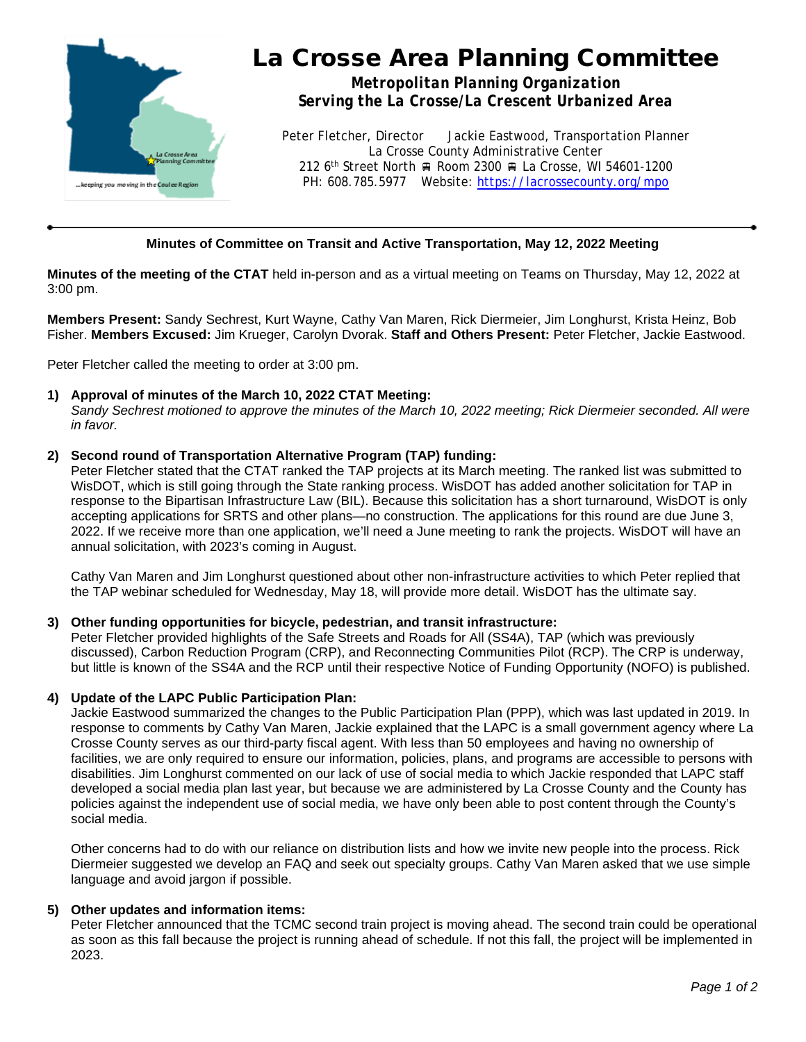# La Crosse Area Planning Committee

**Metropolitan Planning Organization**
**Serving the La Crosse/La Crescent Urbanized Area**

Peter Fletcher, Director  Jackie Eastwood, Transportation Planner
La Crosse County Administrative Center
212 6th Street North ⊞ Room 2300 ⊞ La Crosse, WI 54601-1200
PH: 608.785.5977  Website: https://lacrossecounty.org/mpo

---

**Minutes of Committee on Transit and Active Transportation, May 12, 2022 Meeting**

**Minutes of the meeting of the CTAT** held in-person and as a virtual meeting on Teams on Thursday, May 12, 2022 at 3:00 pm.

**Members Present:** Sandy Sechrest, Kurt Wayne, Cathy Van Maren, Rick Diermeier, Jim Longhurst, Krista Heinz, Bob Fisher. **Members Excused:** Jim Krueger, Carolyn Dvorak. **Staff and Others Present:** Peter Fletcher, Jackie Eastwood.

Peter Fletcher called the meeting to order at 3:00 pm.

1) **Approval of minutes of the March 10, 2022 CTAT Meeting:**
   *Sandy Sechrest motioned to approve the minutes of the March 10, 2022 meeting; Rick Diermeier seconded. All were in favor.*

2) **Second round of Transportation Alternative Program (TAP) funding:**
   Peter Fletcher stated that the CTAT ranked the TAP projects at its March meeting. The ranked list was submitted to WisDOT, which is still going through the State ranking process. WisDOT has added another solicitation for TAP in response to the Bipartisan Infrastructure Law (BIL). Because this solicitation has a short turnaround, WisDOT is only accepting applications for SRTS and other plans—no construction. The applications for this round are due June 3, 2022. If we receive more than one application, we'll need a June meeting to rank the projects. WisDOT will have an annual solicitation, with 2023's coming in August.

   Cathy Van Maren and Jim Longhurst questioned about other non-infrastructure activities to which Peter replied that the TAP webinar scheduled for Wednesday, May 18, will provide more detail. WisDOT has the ultimate say.

3) **Other funding opportunities for bicycle, pedestrian, and transit infrastructure:**
   Peter Fletcher provided highlights of the Safe Streets and Roads for All (SS4A), TAP (which was previously discussed), Carbon Reduction Program (CRP), and Reconnecting Communities Pilot (RCP). The CRP is underway, but little is known of the SS4A and the RCP until their respective Notice of Funding Opportunity (NOFO) is published.

4) **Update of the LAPC Public Participation Plan:**
   Jackie Eastwood summarized the changes to the Public Participation Plan (PPP), which was last updated in 2019. In response to comments by Cathy Van Maren, Jackie explained that the LAPC is a small government agency where La Crosse County serves as our third-party fiscal agent. With less than 50 employees and having no ownership of facilities, we are only required to ensure our information, policies, plans, and programs are accessible to persons with disabilities. Jim Longhurst commented on our lack of use of social media to which Jackie responded that LAPC staff developed a social media plan last year, but because we are administered by La Crosse County and the County has policies against the independent use of social media, we have only been able to post content through the County's social media.

   Other concerns had to do with our reliance on distribution lists and how we invite new people into the process. Rick Diermeier suggested we develop an FAQ and seek out specialty groups. Cathy Van Maren asked that we use simple language and avoid jargon if possible.

5) **Other updates and information items:**
   Peter Fletcher announced that the TCMC second train project is moving ahead. The second train could be operational as soon as this fall because the project is running ahead of schedule. If not this fall, the project will be implemented in 2023.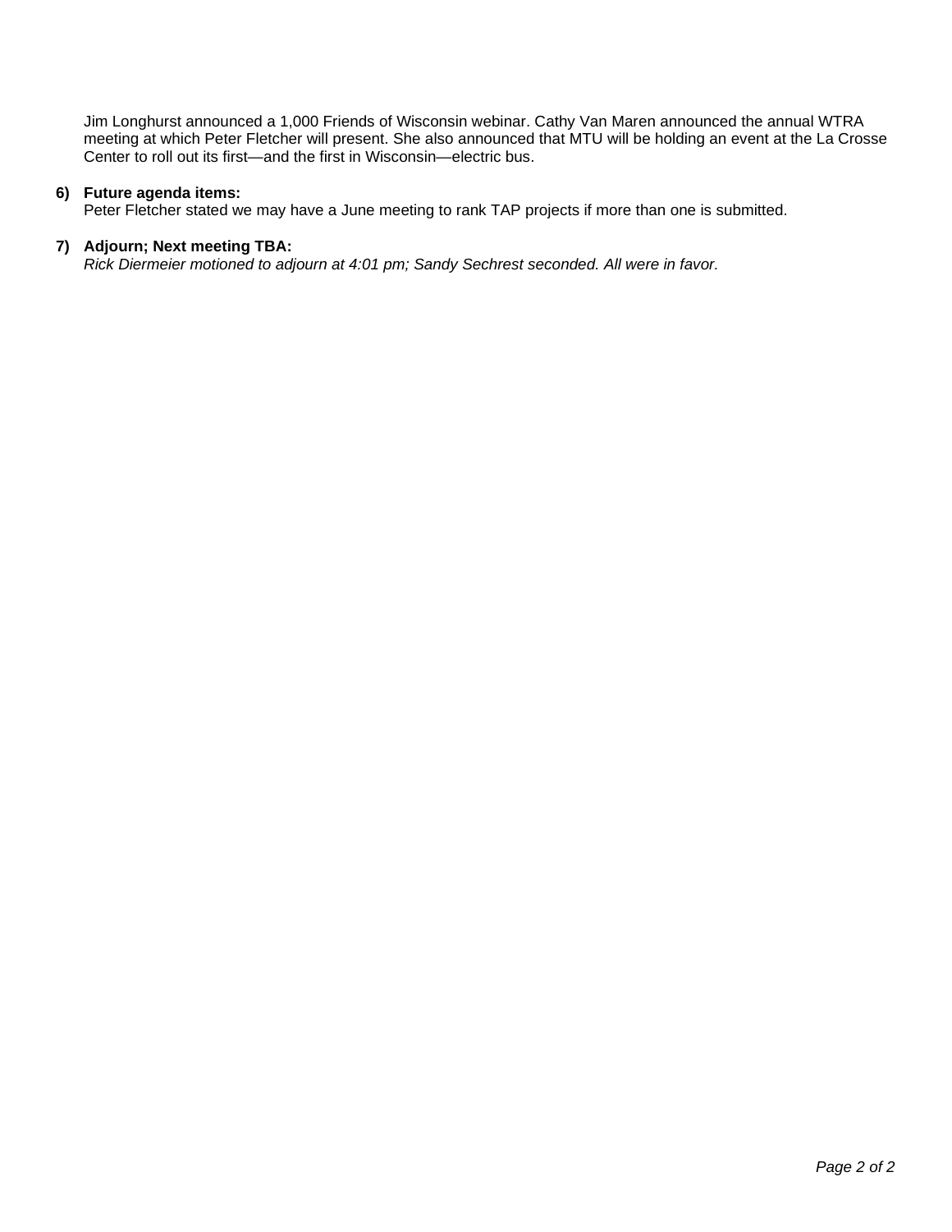Jim Longhurst announced a 1,000 Friends of Wisconsin webinar. Cathy Van Maren announced the annual WTRA meeting at which Peter Fletcher will present. She also announced that MTU will be holding an event at the La Crosse Center to roll out its first—and the first in Wisconsin—electric bus.

**6) Future agenda items:**
Peter Fletcher stated we may have a June meeting to rank TAP projects if more than one is submitted.

**7) Adjourn; Next meeting TBA:**
*Rick Diermeier motioned to adjourn at 4:01 pm; Sandy Sechrest seconded. All were in favor.*